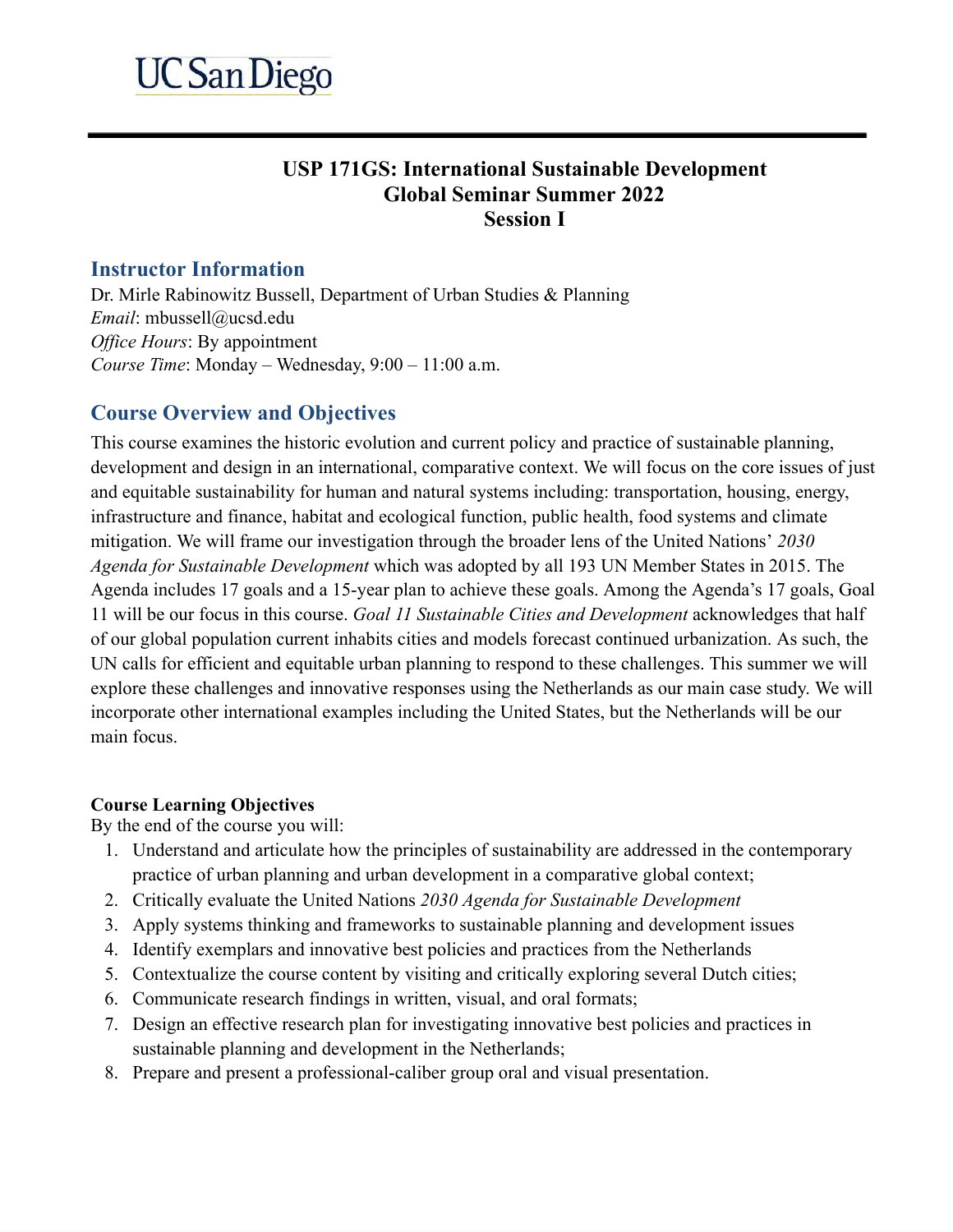UC San Diego

# USP 171GS: International Sustainable Development
# Global Seminar Summer 2022
# Session I

## Instructor Information

Dr. Mirle Rabinowitz Bussell, Department of Urban Studies & Planning
*Email*: mbussell@ucsd.edu
*Office Hours*: By appointment
*Course Time*: Monday – Wednesday, 9:00 – 11:00 a.m.

## Course Overview and Objectives

This course examines the historic evolution and current policy and practice of sustainable planning, development and design in an international, comparative context. We will focus on the core issues of just and equitable sustainability for human and natural systems including: transportation, housing, energy, infrastructure and finance, habitat and ecological function, public health, food systems and climate mitigation. We will frame our investigation through the broader lens of the United Nations' *2030 Agenda for Sustainable Development* which was adopted by all 193 UN Member States in 2015. The Agenda includes 17 goals and a 15-year plan to achieve these goals. Among the Agenda's 17 goals, Goal 11 will be our focus in this course. *Goal 11 Sustainable Cities and Development* acknowledges that half of our global population current inhabits cities and models forecast continued urbanization. As such, the UN calls for efficient and equitable urban planning to respond to these challenges. This summer we will explore these challenges and innovative responses using the Netherlands as our main case study. We will incorporate other international examples including the United States, but the Netherlands will be our main focus.

**Course Learning Objectives**
By the end of the course you will:

1. Understand and articulate how the principles of sustainability are addressed in the contemporary practice of urban planning and urban development in a comparative global context;
2. Critically evaluate the United Nations *2030 Agenda for Sustainable Development*
3. Apply systems thinking and frameworks to sustainable planning and development issues
4. Identify exemplars and innovative best policies and practices from the Netherlands
5. Contextualize the course content by visiting and critically exploring several Dutch cities;
6. Communicate research findings in written, visual, and oral formats;
7. Design an effective research plan for investigating innovative best policies and practices in sustainable planning and development in the Netherlands;
8. Prepare and present a professional-caliber group oral and visual presentation.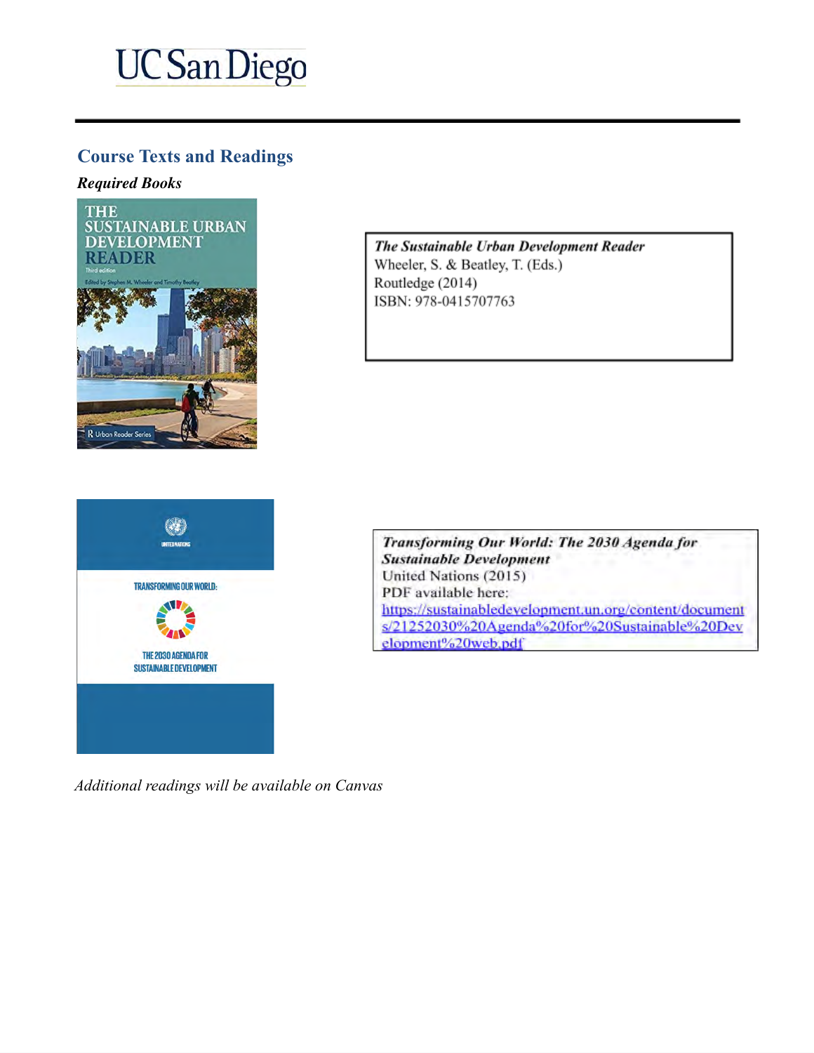## Course Texts and Readings

### *Required Books*

***The Sustainable Urban Development Reader***
Wheeler, S. & Beatley, T. (Eds.)
Routledge (2014)
ISBN: 978-0415707763

***Transforming Our World: The 2030 Agenda for Sustainable Development***
United Nations (2015)
PDF available here:
https://sustainabledevelopment.un.org/content/documents/21252030%20Agenda%20for%20Sustainable%20Development%20web.pdf

*Additional readings will be available on Canvas*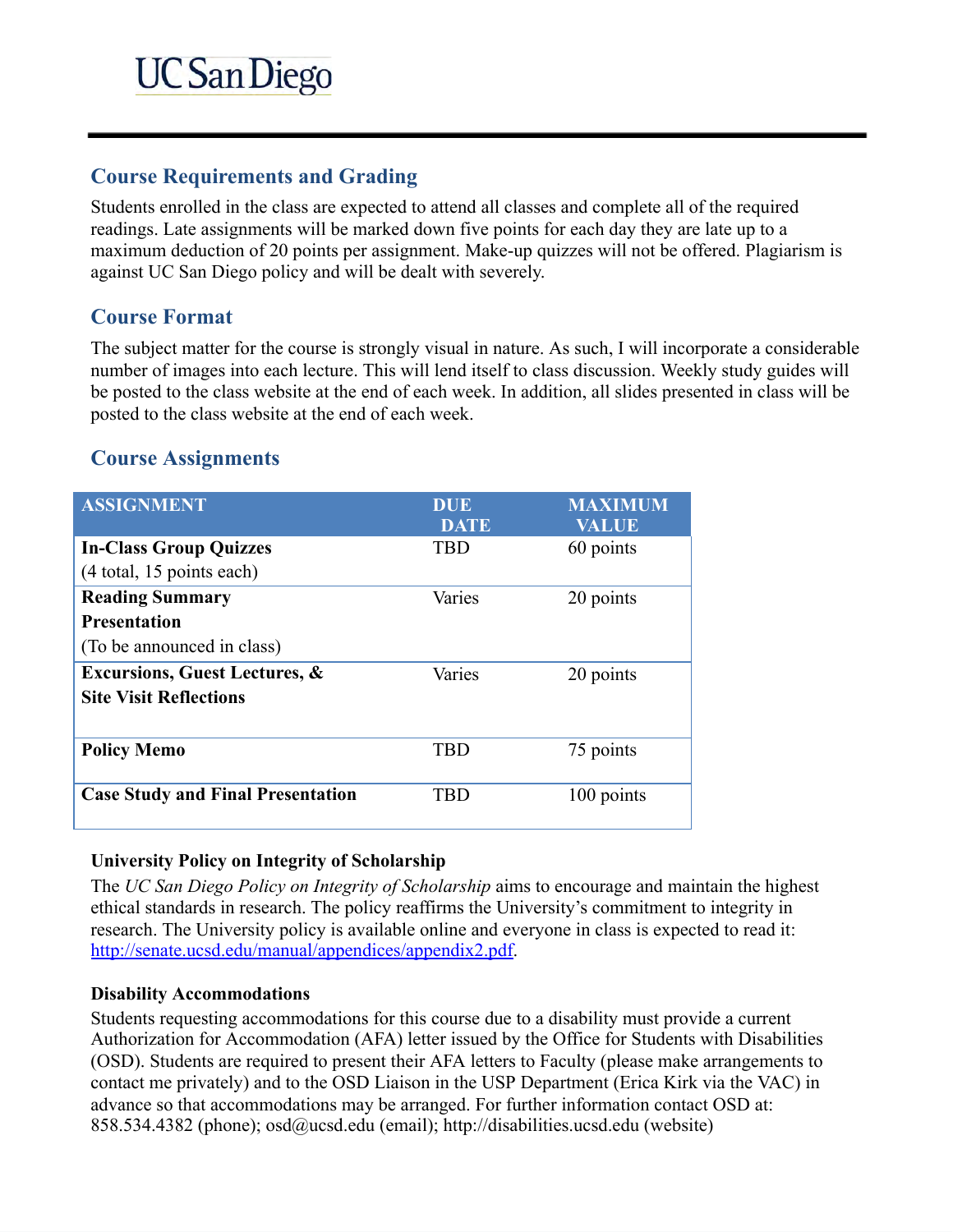UC San Diego

## Course Requirements and Grading

Students enrolled in the class are expected to attend all classes and complete all of the required readings. Late assignments will be marked down five points for each day they are late up to a maximum deduction of 20 points per assignment. Make-up quizzes will not be offered. Plagiarism is against UC San Diego policy and will be dealt with severely.

## Course Format

The subject matter for the course is strongly visual in nature. As such, I will incorporate a considerable number of images into each lecture. This will lend itself to class discussion. Weekly study guides will be posted to the class website at the end of each week. In addition, all slides presented in class will be posted to the class website at the end of each week.

## Course Assignments

| ASSIGNMENT | DUE DATE | MAXIMUM VALUE |
|---|---|---|
| **In-Class Group Quizzes** (4 total, 15 points each) | TBD | 60 points |
| **Reading Summary Presentation** (To be announced in class) | Varies | 20 points |
| **Excursions, Guest Lectures, & Site Visit Reflections** | Varies | 20 points |
| **Policy Memo** | TBD | 75 points |
| **Case Study and Final Presentation** | TBD | 100 points |

**University Policy on Integrity of Scholarship**

The *UC San Diego Policy on Integrity of Scholarship* aims to encourage and maintain the highest ethical standards in research. The policy reaffirms the University's commitment to integrity in research. The University policy is available online and everyone in class is expected to read it: [http://senate.ucsd.edu/manual/appendices/appendix2.pdf](http://senate.ucsd.edu/manual/appendices/appendix2.pdf).

**Disability Accommodations**

Students requesting accommodations for this course due to a disability must provide a current Authorization for Accommodation (AFA) letter issued by the Office for Students with Disabilities (OSD). Students are required to present their AFA letters to Faculty (please make arrangements to contact me privately) and to the OSD Liaison in the USP Department (Erica Kirk via the VAC) in advance so that accommodations may be arranged. For further information contact OSD at: 858.534.4382 (phone); osd@ucsd.edu (email); http://disabilities.ucsd.edu (website)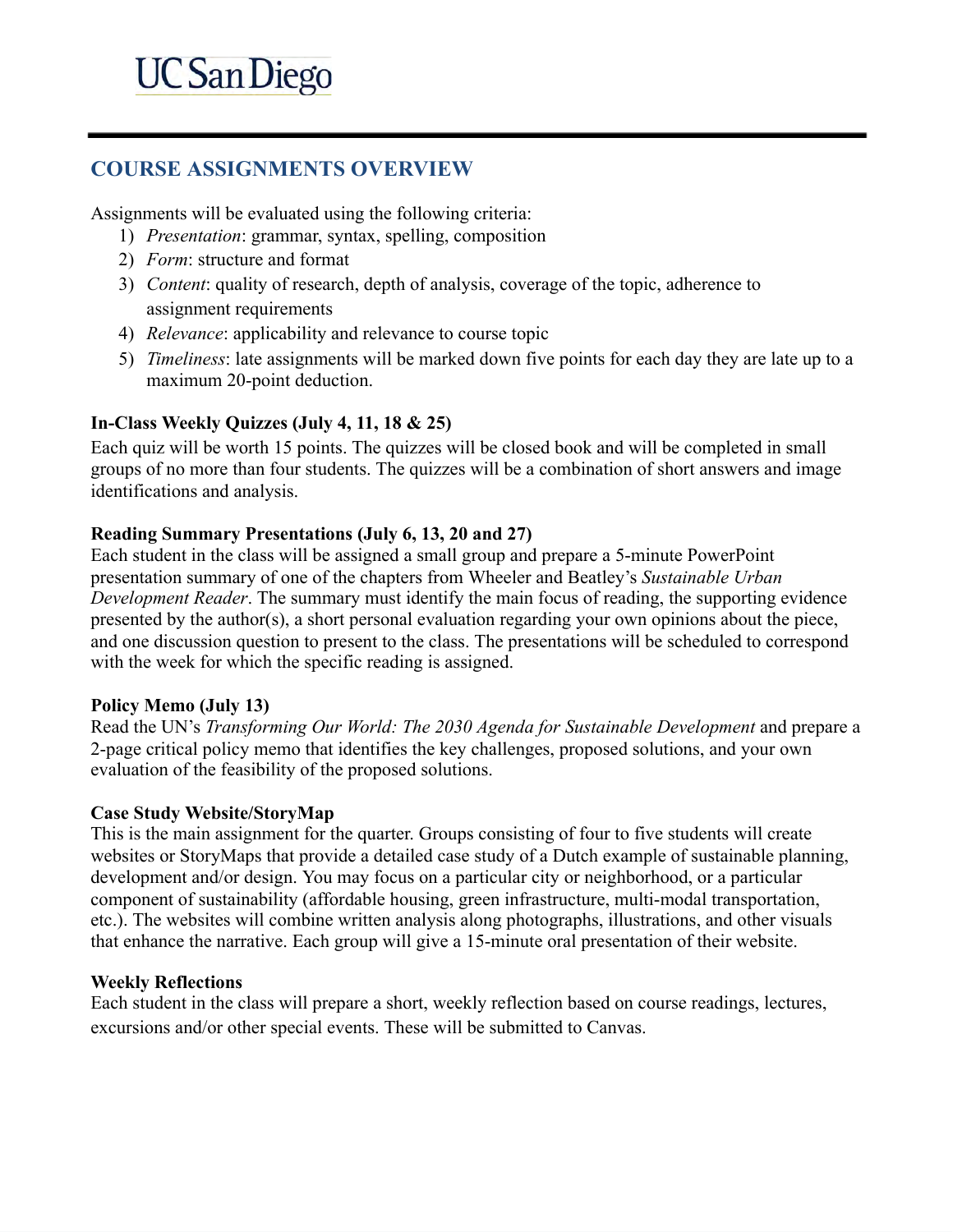## COURSE ASSIGNMENTS OVERVIEW

Assignments will be evaluated using the following criteria:

1) *Presentation*: grammar, syntax, spelling, composition
2) *Form*: structure and format
3) *Content*: quality of research, depth of analysis, coverage of the topic, adherence to assignment requirements
4) *Relevance*: applicability and relevance to course topic
5) *Timeliness*: late assignments will be marked down five points for each day they are late up to a maximum 20-point deduction.

**In-Class Weekly Quizzes (July 4, 11, 18 & 25)**

Each quiz will be worth 15 points. The quizzes will be closed book and will be completed in small groups of no more than four students. The quizzes will be a combination of short answers and image identifications and analysis.

**Reading Summary Presentations (July 6, 13, 20 and 27)**

Each student in the class will be assigned a small group and prepare a 5-minute PowerPoint presentation summary of one of the chapters from Wheeler and Beatley's *Sustainable Urban Development Reader*. The summary must identify the main focus of reading, the supporting evidence presented by the author(s), a short personal evaluation regarding your own opinions about the piece, and one discussion question to present to the class. The presentations will be scheduled to correspond with the week for which the specific reading is assigned.

**Policy Memo (July 13)**

Read the UN's *Transforming Our World: The 2030 Agenda for Sustainable Development* and prepare a 2-page critical policy memo that identifies the key challenges, proposed solutions, and your own evaluation of the feasibility of the proposed solutions.

**Case Study Website/StoryMap**

This is the main assignment for the quarter. Groups consisting of four to five students will create websites or StoryMaps that provide a detailed case study of a Dutch example of sustainable planning, development and/or design. You may focus on a particular city or neighborhood, or a particular component of sustainability (affordable housing, green infrastructure, multi-modal transportation, etc.). The websites will combine written analysis along photographs, illustrations, and other visuals that enhance the narrative. Each group will give a 15-minute oral presentation of their website.

**Weekly Reflections**

Each student in the class will prepare a short, weekly reflection based on course readings, lectures, excursions and/or other special events. These will be submitted to Canvas.